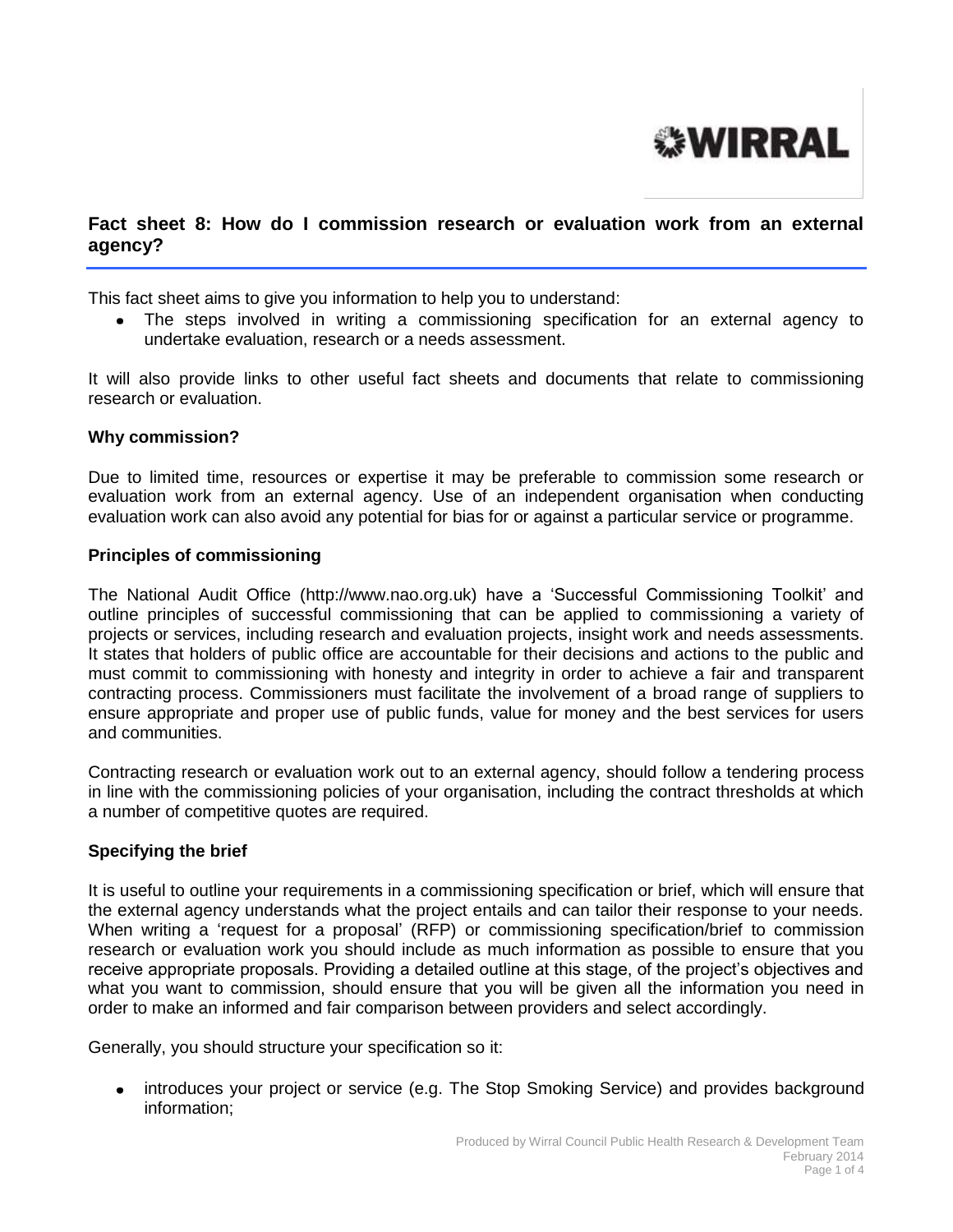WIRRAL

## Fact sheet 8: How do I commission research or evaluation work from an external agency?

This fact sheet aims to give you information to help you to understand:

- The steps involved in writing a commissioning specification for an external agency to undertake evaluation, research or a needs assessment.

It will also provide links to other useful fact sheets and documents that relate to commissioning research or evaluation.

### Why commission?

Due to limited time, resources or expertise it may be preferable to commission some research or evaluation work from an external agency. Use of an independent organisation when conducting evaluation work can also avoid any potential for bias for or against a particular service or programme.

### Principles of commissioning

The National Audit Office (http://www.nao.org.uk) have a 'Successful Commissioning Toolkit' and outline principles of successful commissioning that can be applied to commissioning a variety of projects or services, including research and evaluation projects, insight work and needs assessments. It states that holders of public office are accountable for their decisions and actions to the public and must commit to commissioning with honesty and integrity in order to achieve a fair and transparent contracting process. Commissioners must facilitate the involvement of a broad range of suppliers to ensure appropriate and proper use of public funds, value for money and the best services for users and communities.

Contracting research or evaluation work out to an external agency, should follow a tendering process in line with the commissioning policies of your organisation, including the contract thresholds at which a number of competitive quotes are required.

### Specifying the brief

It is useful to outline your requirements in a commissioning specification or brief, which will ensure that the external agency understands what the project entails and can tailor their response to your needs. When writing a 'request for a proposal' (RFP) or commissioning specification/brief to commission research or evaluation work you should include as much information as possible to ensure that you receive appropriate proposals. Providing a detailed outline at this stage, of the project's objectives and what you want to commission, should ensure that you will be given all the information you need in order to make an informed and fair comparison between providers and select accordingly.

Generally, you should structure your specification so it:

- introduces your project or service (e.g. The Stop Smoking Service) and provides background information;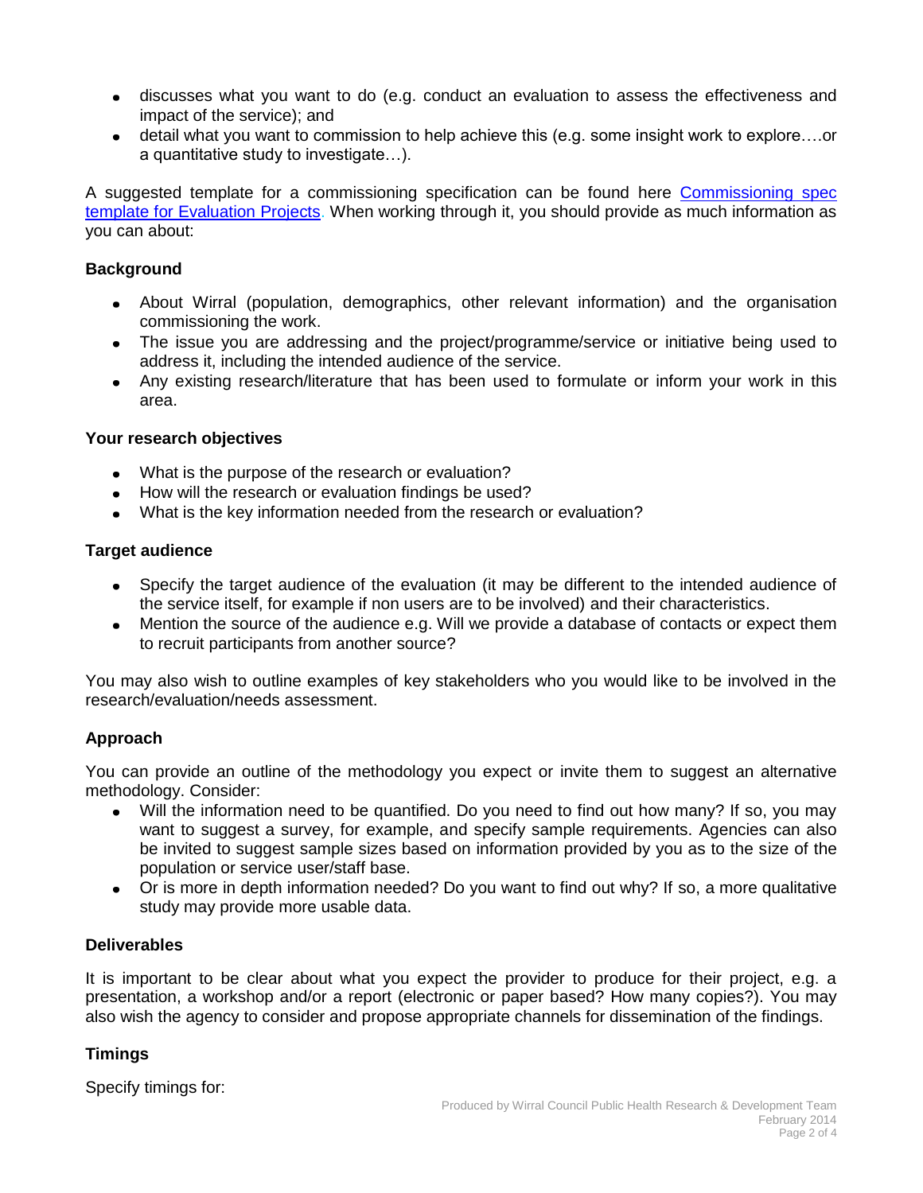- discusses what you want to do (e.g. conduct an evaluation to assess the effectiveness and impact of the service); and
- detail what you want to commission to help achieve this (e.g. some insight work to explore….or a quantitative study to investigate…).

A suggested template for a commissioning specification can be found here [Commissioning spec template for Evaluation Projects](). When working through it, you should provide as much information as you can about:

**Background**

- About Wirral (population, demographics, other relevant information) and the organisation commissioning the work.
- The issue you are addressing and the project/programme/service or initiative being used to address it, including the intended audience of the service.
- Any existing research/literature that has been used to formulate or inform your work in this area.

**Your research objectives**

- What is the purpose of the research or evaluation?
- How will the research or evaluation findings be used?
- What is the key information needed from the research or evaluation?

**Target audience**

- Specify the target audience of the evaluation (it may be different to the intended audience of the service itself, for example if non users are to be involved) and their characteristics.
- Mention the source of the audience e.g. Will we provide a database of contacts or expect them to recruit participants from another source?

You may also wish to outline examples of key stakeholders who you would like to be involved in the research/evaluation/needs assessment.

**Approach**

You can provide an outline of the methodology you expect or invite them to suggest an alternative methodology. Consider:

- Will the information need to be quantified. Do you need to find out how many? If so, you may want to suggest a survey, for example, and specify sample requirements. Agencies can also be invited to suggest sample sizes based on information provided by you as to the size of the population or service user/staff base.
- Or is more in depth information needed? Do you want to find out why? If so, a more qualitative study may provide more usable data.

**Deliverables**

It is important to be clear about what you expect the provider to produce for their project, e.g. a presentation, a workshop and/or a report (electronic or paper based? How many copies?). You may also wish the agency to consider and propose appropriate channels for dissemination of the findings.

**Timings**

Specify timings for: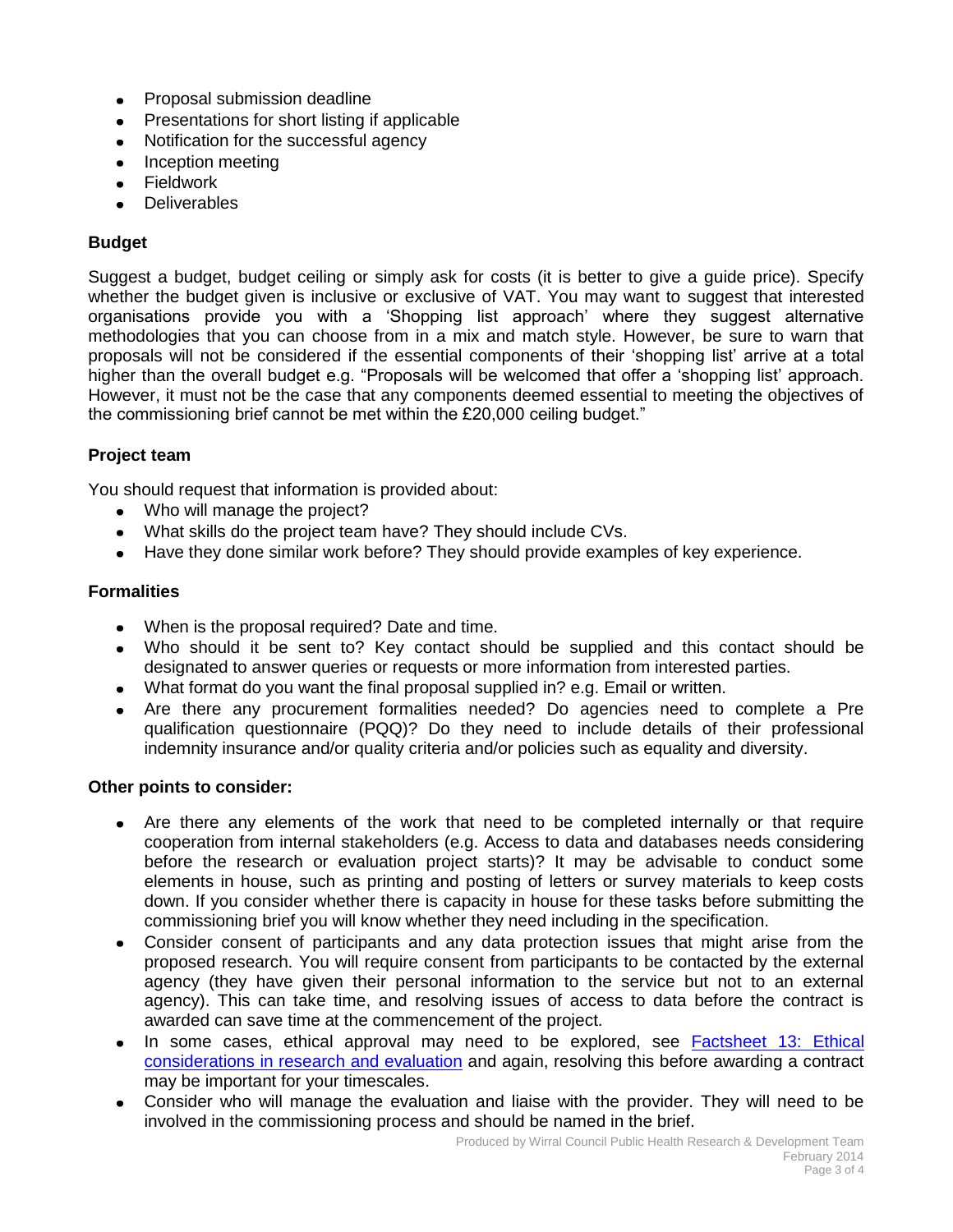- Proposal submission deadline
- Presentations for short listing if applicable
- Notification for the successful agency
- Inception meeting
- Fieldwork
- Deliverables

### Budget

Suggest a budget, budget ceiling or simply ask for costs (it is better to give a guide price). Specify whether the budget given is inclusive or exclusive of VAT. You may want to suggest that interested organisations provide you with a 'Shopping list approach' where they suggest alternative methodologies that you can choose from in a mix and match style. However, be sure to warn that proposals will not be considered if the essential components of their 'shopping list' arrive at a total higher than the overall budget e.g. "Proposals will be welcomed that offer a 'shopping list' approach. However, it must not be the case that any components deemed essential to meeting the objectives of the commissioning brief cannot be met within the £20,000 ceiling budget."

### Project team

You should request that information is provided about:

- Who will manage the project?
- What skills do the project team have? They should include CVs.
- Have they done similar work before? They should provide examples of key experience.

### Formalities

- When is the proposal required? Date and time.
- Who should it be sent to? Key contact should be supplied and this contact should be designated to answer queries or requests or more information from interested parties.
- What format do you want the final proposal supplied in? e.g. Email or written.
- Are there any procurement formalities needed? Do agencies need to complete a Pre qualification questionnaire (PQQ)? Do they need to include details of their professional indemnity insurance and/or quality criteria and/or policies such as equality and diversity.

### Other points to consider:

- Are there any elements of the work that need to be completed internally or that require cooperation from internal stakeholders (e.g. Access to data and databases needs considering before the research or evaluation project starts)? It may be advisable to conduct some elements in house, such as printing and posting of letters or survey materials to keep costs down. If you consider whether there is capacity in house for these tasks before submitting the commissioning brief you will know whether they need including in the specification.
- Consider consent of participants and any data protection issues that might arise from the proposed research. You will require consent from participants to be contacted by the external agency (they have given their personal information to the service but not to an external agency). This can take time, and resolving issues of access to data before the contract is awarded can save time at the commencement of the project.
- In some cases, ethical approval may need to be explored, see Factsheet 13: Ethical considerations in research and evaluation and again, resolving this before awarding a contract may be important for your timescales.
- Consider who will manage the evaluation and liaise with the provider. They will need to be involved in the commissioning process and should be named in the brief.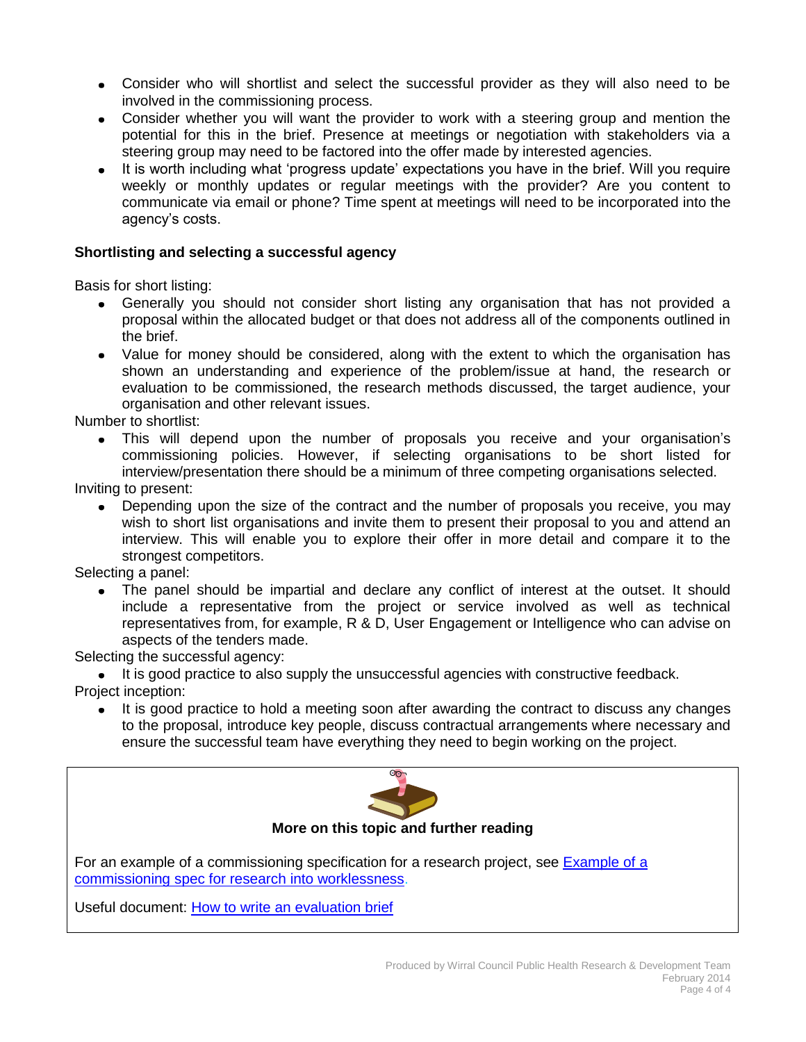- Consider who will shortlist and select the successful provider as they will also need to be involved in the commissioning process.
- Consider whether you will want the provider to work with a steering group and mention the potential for this in the brief. Presence at meetings or negotiation with stakeholders via a steering group may need to be factored into the offer made by interested agencies.
- It is worth including what 'progress update' expectations you have in the brief. Will you require weekly or monthly updates or regular meetings with the provider? Are you content to communicate via email or phone? Time spent at meetings will need to be incorporated into the agency's costs.

**Shortlisting and selecting a successful agency**

Basis for short listing:

- Generally you should not consider short listing any organisation that has not provided a proposal within the allocated budget or that does not address all of the components outlined in the brief.
- Value for money should be considered, along with the extent to which the organisation has shown an understanding and experience of the problem/issue at hand, the research or evaluation to be commissioned, the research methods discussed, the target audience, your organisation and other relevant issues.

Number to shortlist:

- This will depend upon the number of proposals you receive and your organisation's commissioning policies. However, if selecting organisations to be short listed for interview/presentation there should be a minimum of three competing organisations selected.

Inviting to present:

- Depending upon the size of the contract and the number of proposals you receive, you may wish to short list organisations and invite them to present their proposal to you and attend an interview. This will enable you to explore their offer in more detail and compare it to the strongest competitors.

Selecting a panel:

- The panel should be impartial and declare any conflict of interest at the outset. It should include a representative from the project or service involved as well as technical representatives from, for example, R & D, User Engagement or Intelligence who can advise on aspects of the tenders made.

Selecting the successful agency:

- It is good practice to also supply the unsuccessful agencies with constructive feedback.

Project inception:

- It is good practice to hold a meeting soon after awarding the contract to discuss any changes to the proposal, introduce key people, discuss contractual arrangements where necessary and ensure the successful team have everything they need to begin working on the project.

**More on this topic and further reading**

For an example of a commissioning specification for a research project, see [Example of a commissioning spec for research into worklessness].

Useful document: [How to write an evaluation brief]

Produced by Wirral Council Public Health Research & Development Team
February 2014